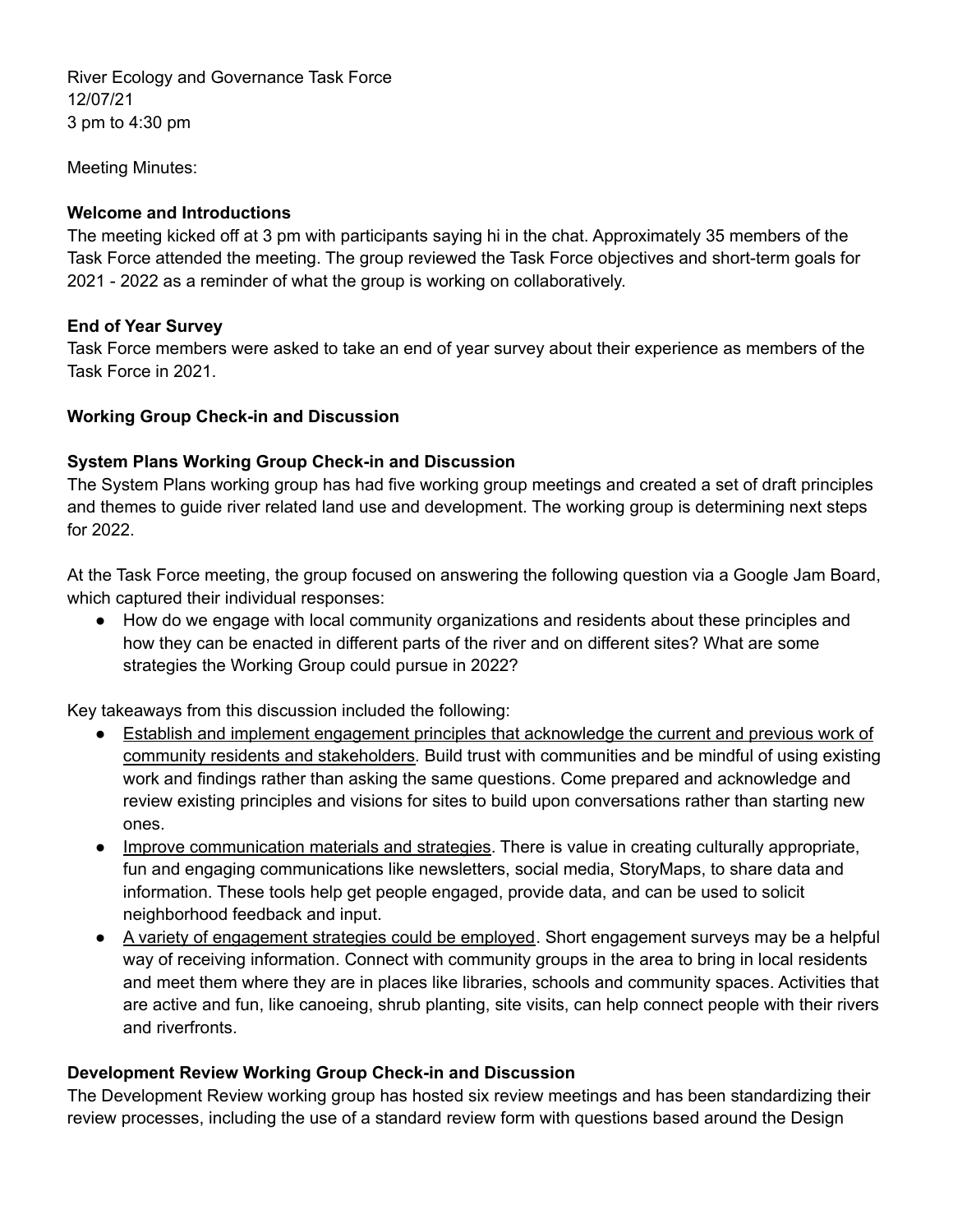River Ecology and Governance Task Force
12/07/21
3 pm to 4:30 pm

Meeting Minutes:

**Welcome and Introductions**
The meeting kicked off at 3 pm with participants saying hi in the chat. Approximately 35 members of the Task Force attended the meeting. The group reviewed the Task Force objectives and short-term goals for 2021 - 2022 as a reminder of what the group is working on collaboratively.

**End of Year Survey**
Task Force members were asked to take an end of year survey about their experience as members of the Task Force in 2021.

**Working Group Check-in and Discussion**

**System Plans Working Group Check-in and Discussion**
The System Plans working group has had five working group meetings and created a set of draft principles and themes to guide river related land use and development. The working group is determining next steps for 2022.

At the Task Force meeting, the group focused on answering the following question via a Google Jam Board, which captured their individual responses:

- How do we engage with local community organizations and residents about these principles and how they can be enacted in different parts of the river and on different sites? What are some strategies the Working Group could pursue in 2022?

Key takeaways from this discussion included the following:

- <u>Establish and implement engagement principles that acknowledge the current and previous work of community residents and stakeholders</u>. Build trust with communities and be mindful of using existing work and findings rather than asking the same questions. Come prepared and acknowledge and review existing principles and visions for sites to build upon conversations rather than starting new ones.
- <u>Improve communication materials and strategies</u>. There is value in creating culturally appropriate, fun and engaging communications like newsletters, social media, StoryMaps, to share data and information. These tools help get people engaged, provide data, and can be used to solicit neighborhood feedback and input.
- <u>A variety of engagement strategies could be employed</u>. Short engagement surveys may be a helpful way of receiving information. Connect with community groups in the area to bring in local residents and meet them where they are in places like libraries, schools and community spaces. Activities that are active and fun, like canoeing, shrub planting, site visits, can help connect people with their rivers and riverfronts.

**Development Review Working Group Check-in and Discussion**
The Development Review working group has hosted six review meetings and has been standardizing their review processes, including the use of a standard review form with questions based around the Design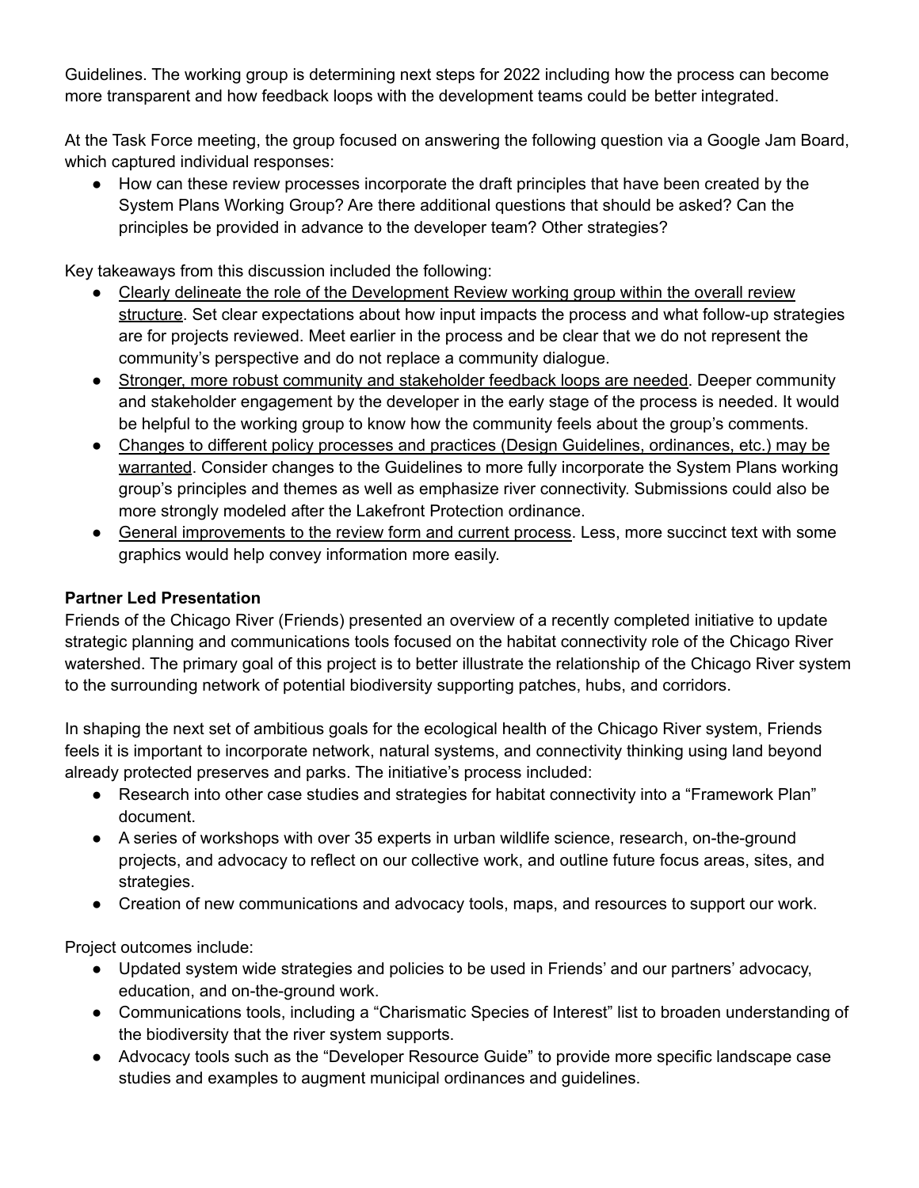Guidelines. The working group is determining next steps for 2022 including how the process can become more transparent and how feedback loops with the development teams could be better integrated.

At the Task Force meeting, the group focused on answering the following question via a Google Jam Board, which captured individual responses:

- How can these review processes incorporate the draft principles that have been created by the System Plans Working Group? Are there additional questions that should be asked? Can the principles be provided in advance to the developer team? Other strategies?

Key takeaways from this discussion included the following:

- <u>Clearly delineate the role of the Development Review working group within the overall review structure</u>. Set clear expectations about how input impacts the process and what follow-up strategies are for projects reviewed. Meet earlier in the process and be clear that we do not represent the community's perspective and do not replace a community dialogue.
- <u>Stronger, more robust community and stakeholder feedback loops are needed</u>. Deeper community and stakeholder engagement by the developer in the early stage of the process is needed. It would be helpful to the working group to know how the community feels about the group's comments.
- <u>Changes to different policy processes and practices (Design Guidelines, ordinances, etc.) may be warranted</u>. Consider changes to the Guidelines to more fully incorporate the System Plans working group's principles and themes as well as emphasize river connectivity. Submissions could also be more strongly modeled after the Lakefront Protection ordinance.
- <u>General improvements to the review form and current process</u>. Less, more succinct text with some graphics would help convey information more easily.

**Partner Led Presentation**

Friends of the Chicago River (Friends) presented an overview of a recently completed initiative to update strategic planning and communications tools focused on the habitat connectivity role of the Chicago River watershed. The primary goal of this project is to better illustrate the relationship of the Chicago River system to the surrounding network of potential biodiversity supporting patches, hubs, and corridors.

In shaping the next set of ambitious goals for the ecological health of the Chicago River system, Friends feels it is important to incorporate network, natural systems, and connectivity thinking using land beyond already protected preserves and parks. The initiative's process included:

- Research into other case studies and strategies for habitat connectivity into a "Framework Plan" document.
- A series of workshops with over 35 experts in urban wildlife science, research, on-the-ground projects, and advocacy to reflect on our collective work, and outline future focus areas, sites, and strategies.
- Creation of new communications and advocacy tools, maps, and resources to support our work.

Project outcomes include:

- Updated system wide strategies and policies to be used in Friends' and our partners' advocacy, education, and on-the-ground work.
- Communications tools, including a "Charismatic Species of Interest" list to broaden understanding of the biodiversity that the river system supports.
- Advocacy tools such as the "Developer Resource Guide" to provide more specific landscape case studies and examples to augment municipal ordinances and guidelines.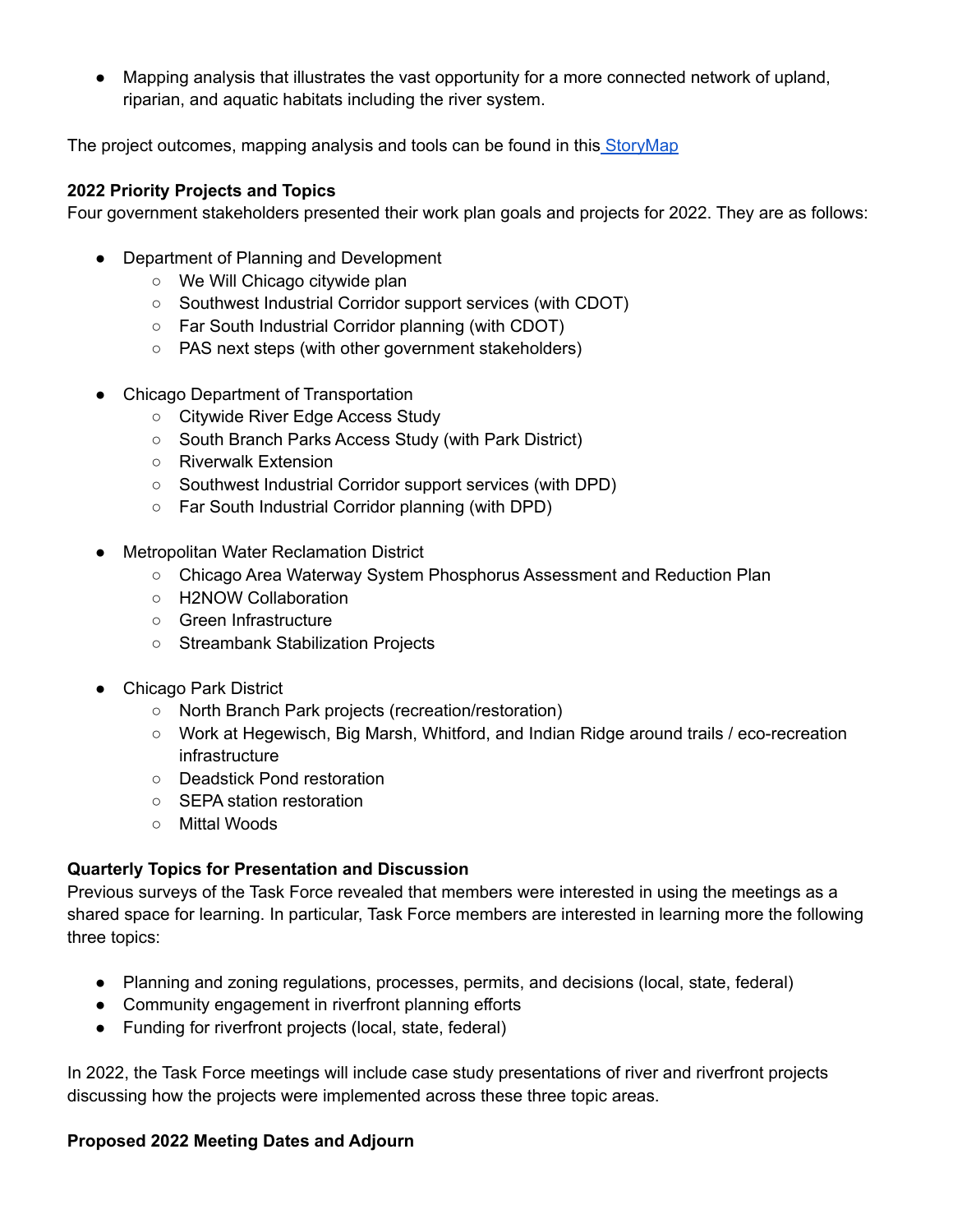- Mapping analysis that illustrates the vast opportunity for a more connected network of upland, riparian, and aquatic habitats including the river system.

The project outcomes, mapping analysis and tools can be found in this [StoryMap]

**2022 Priority Projects and Topics**

Four government stakeholders presented their work plan goals and projects for 2022. They are as follows:

- Department of Planning and Development
  - We Will Chicago citywide plan
  - Southwest Industrial Corridor support services (with CDOT)
  - Far South Industrial Corridor planning (with CDOT)
  - PAS next steps (with other government stakeholders)

- Chicago Department of Transportation
  - Citywide River Edge Access Study
  - South Branch Parks Access Study (with Park District)
  - Riverwalk Extension
  - Southwest Industrial Corridor support services (with DPD)
  - Far South Industrial Corridor planning (with DPD)

- Metropolitan Water Reclamation District
  - Chicago Area Waterway System Phosphorus Assessment and Reduction Plan
  - H2NOW Collaboration
  - Green Infrastructure
  - Streambank Stabilization Projects

- Chicago Park District
  - North Branch Park projects (recreation/restoration)
  - Work at Hegewisch, Big Marsh, Whitford, and Indian Ridge around trails / eco-recreation infrastructure
  - Deadstick Pond restoration
  - SEPA station restoration
  - Mittal Woods

**Quarterly Topics for Presentation and Discussion**

Previous surveys of the Task Force revealed that members were interested in using the meetings as a shared space for learning. In particular, Task Force members are interested in learning more the following three topics:

- Planning and zoning regulations, processes, permits, and decisions (local, state, federal)
- Community engagement in riverfront planning efforts
- Funding for riverfront projects (local, state, federal)

In 2022, the Task Force meetings will include case study presentations of river and riverfront projects discussing how the projects were implemented across these three topic areas.

**Proposed 2022 Meeting Dates and Adjourn**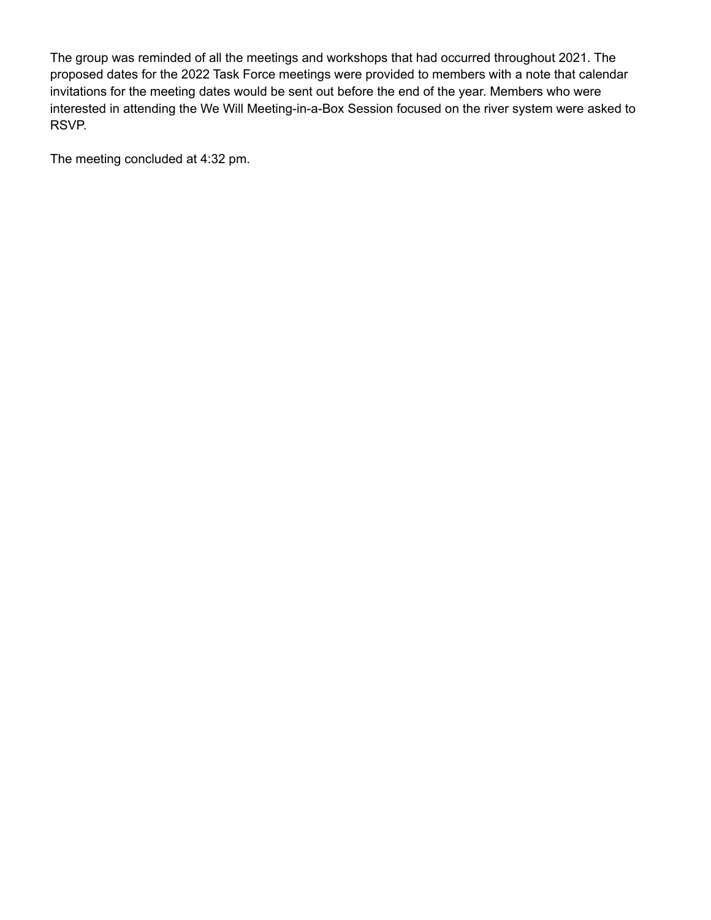The group was reminded of all the meetings and workshops that had occurred throughout 2021. The proposed dates for the 2022 Task Force meetings were provided to members with a note that calendar invitations for the meeting dates would be sent out before the end of the year. Members who were interested in attending the We Will Meeting-in-a-Box Session focused on the river system were asked to RSVP.

The meeting concluded at 4:32 pm.